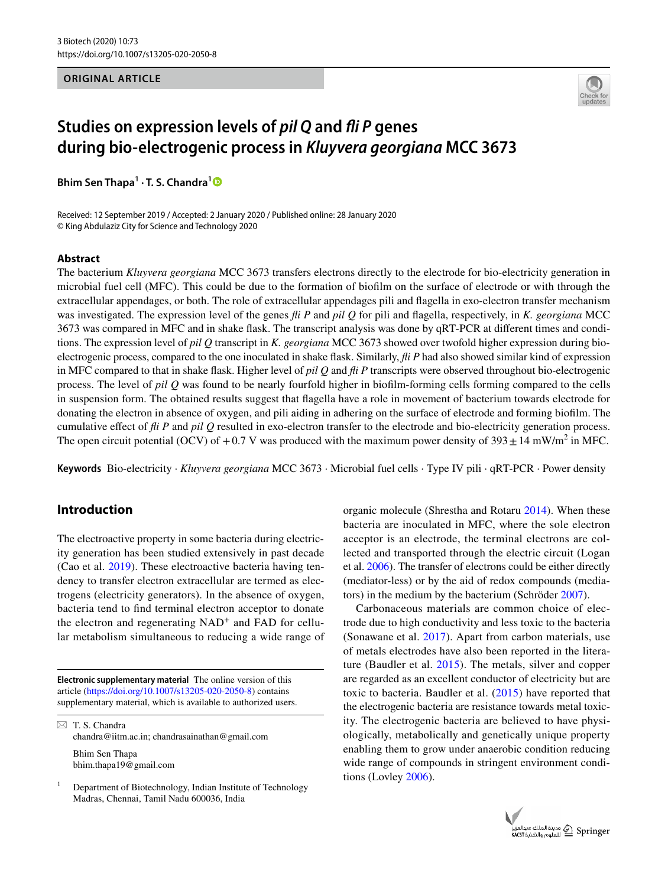ORIGINAL ARTICLE

# Studies on expression levels of *pil Q* and *fli P* genes during bio-electrogenic process in *Kluyvera georgiana* MCC 3673

**Bhim Sen Thapa[1] · T. S. Chandra[1]**

Received: 12 September 2019 / Accepted: 2 January 2020 / Published online: 28 January 2020
© King Abdulaziz City for Science and Technology 2020

## Abstract

The bacterium *Kluyvera georgiana* MCC 3673 transfers electrons directly to the electrode for bio-electricity generation in microbial fuel cell (MFC). This could be due to the formation of biofilm on the surface of electrode or with through the extracellular appendages, or both. The role of extracellular appendages pili and flagella in exo-electron transfer mechanism was investigated. The expression level of the genes *fli P* and *pil Q* for pili and flagella, respectively, in *K. georgiana* MCC 3673 was compared in MFC and in shake flask. The transcript analysis was done by qRT-PCR at different times and conditions. The expression level of *pil Q* transcript in *K. georgiana* MCC 3673 showed over twofold higher expression during bio-electrogenic process, compared to the one inoculated in shake flask. Similarly, *fli P* had also showed similar kind of expression in MFC compared to that in shake flask. Higher level of *pil Q* and *fli P* transcripts were observed throughout bio-electrogenic process. The level of *pil Q* was found to be nearly fourfold higher in biofilm-forming cells forming compared to the cells in suspension form. The obtained results suggest that flagella have a role in movement of bacterium towards electrode for donating the electron in absence of oxygen, and pili aiding in adhering on the surface of electrode and forming biofilm. The cumulative effect of *fli P* and *pil Q* resulted in exo-electron transfer to the electrode and bio-electricity generation process. The open circuit potential (OCV) of +0.7 V was produced with the maximum power density of $393 \pm 14$ mW/m$^2$ in MFC.

**Keywords** Bio-electricity · *Kluyvera georgiana* MCC 3673 · Microbial fuel cells · Type IV pili · qRT-PCR · Power density

## Introduction

The electroactive property in some bacteria during electricity generation has been studied extensively in past decade (Cao et al. 2019). These electroactive bacteria having tendency to transfer electron extracellular are termed as electrogens (electricity generators). In the absence of oxygen, bacteria tend to find terminal electron acceptor to donate the electron and regenerating NAD$^+$ and FAD for cellular metabolism simultaneous to reducing a wide range of organic molecule (Shrestha and Rotaru 2014). When these bacteria are inoculated in MFC, where the sole electron acceptor is an electrode, the terminal electrons are collected and transported through the electric circuit (Logan et al. 2006). The transfer of electrons could be either directly (mediator-less) or by the aid of redox compounds (mediators) in the medium by the bacterium (Schröder 2007).

Carbonaceous materials are common choice of electrode due to high conductivity and less toxic to the bacteria (Sonawane et al. 2017). Apart from carbon materials, use of metals electrodes have also been reported in the literature (Baudler et al. 2015). The metals, silver and copper are regarded as an excellent conductor of electricity but are toxic to bacteria. Baudler et al. (2015) have reported that the electrogenic bacteria are resistance towards metal toxicity. The electrogenic bacteria are believed to have physiologically, metabolically and genetically unique property enabling them to grow under anaerobic condition reducing wide range of compounds in stringent environment conditions (Lovley 2006).

**Electronic supplementary material** The online version of this article (https://doi.org/10.1007/s13205-020-2050-8) contains supplementary material, which is available to authorized users.

✉ T. S. Chandra
chandra@iitm.ac.in; chandrasainathan@gmail.com

Bhim Sen Thapa
bhim.thapa19@gmail.com

[1] Department of Biotechnology, Indian Institute of Technology Madras, Chennai, Tamil Nadu 600036, India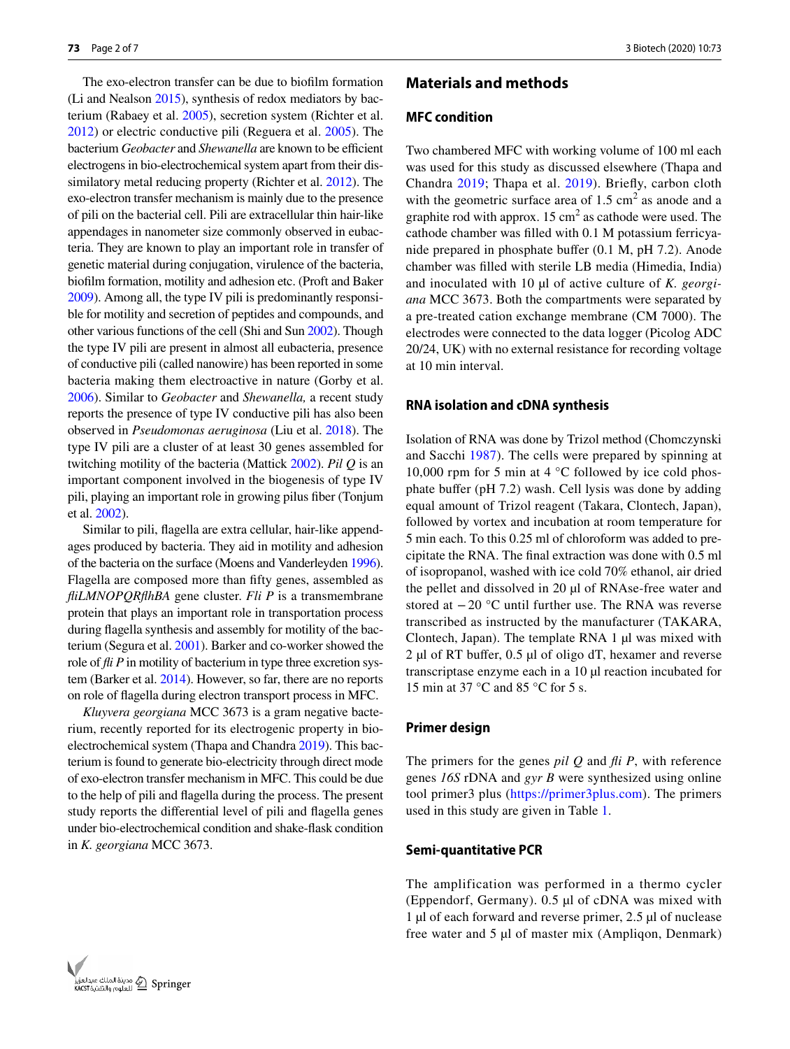The exo-electron transfer can be due to biofilm formation (Li and Nealson 2015), synthesis of redox mediators by bacterium (Rabaey et al. 2005), secretion system (Richter et al. 2012) or electric conductive pili (Reguera et al. 2005). The bacterium *Geobacter* and *Shewanella* are known to be efficient electrogens in bio-electrochemical system apart from their dissimilatory metal reducing property (Richter et al. 2012). The exo-electron transfer mechanism is mainly due to the presence of pili on the bacterial cell. Pili are extracellular thin hair-like appendages in nanometer size commonly observed in eubacteria. They are known to play an important role in transfer of genetic material during conjugation, virulence of the bacteria, biofilm formation, motility and adhesion etc. (Proft and Baker 2009). Among all, the type IV pili is predominantly responsible for motility and secretion of peptides and compounds, and other various functions of the cell (Shi and Sun 2002). Though the type IV pili are present in almost all eubacteria, presence of conductive pili (called nanowire) has been reported in some bacteria making them electroactive in nature (Gorby et al. 2006). Similar to *Geobacter* and *Shewanella,* a recent study reports the presence of type IV conductive pili has also been observed in *Pseudomonas aeruginosa* (Liu et al. 2018). The type IV pili are a cluster of at least 30 genes assembled for twitching motility of the bacteria (Mattick 2002). *Pil Q* is an important component involved in the biogenesis of type IV pili, playing an important role in growing pilus fiber (Tonjum et al. 2002).

Similar to pili, flagella are extra cellular, hair-like appendages produced by bacteria. They aid in motility and adhesion of the bacteria on the surface (Moens and Vanderleyden 1996). Flagella are composed more than fifty genes, assembled as *fliLMNOPQRflhBA* gene cluster. *Fli P* is a transmembrane protein that plays an important role in transportation process during flagella synthesis and assembly for motility of the bacterium (Segura et al. 2001). Barker and co-worker showed the role of *fli P* in motility of bacterium in type three excretion system (Barker et al. 2014). However, so far, there are no reports on role of flagella during electron transport process in MFC.

*Kluyvera georgiana* MCC 3673 is a gram negative bacterium, recently reported for its electrogenic property in bio-electrochemical system (Thapa and Chandra 2019). This bacterium is found to generate bio-electricity through direct mode of exo-electron transfer mechanism in MFC. This could be due to the help of pili and flagella during the process. The present study reports the differential level of pili and flagella genes under bio-electrochemical condition and shake-flask condition in *K. georgiana* MCC 3673.

## Materials and methods

### MFC condition

Two chambered MFC with working volume of 100 ml each was used for this study as discussed elsewhere (Thapa and Chandra 2019; Thapa et al. 2019). Briefly, carbon cloth with the geometric surface area of 1.5 $cm^2$ as anode and a graphite rod with approx. 15 $cm^2$ as cathode were used. The cathode chamber was filled with 0.1 M potassium ferricyanide prepared in phosphate buffer (0.1 M, pH 7.2). Anode chamber was filled with sterile LB media (Himedia, India) and inoculated with 10 µl of active culture of *K. georgiana* MCC 3673. Both the compartments were separated by a pre-treated cation exchange membrane (CM 7000). The electrodes were connected to the data logger (Picolog ADC 20/24, UK) with no external resistance for recording voltage at 10 min interval.

### RNA isolation and cDNA synthesis

Isolation of RNA was done by Trizol method (Chomczynski and Sacchi 1987). The cells were prepared by spinning at 10,000 rpm for 5 min at 4 °C followed by ice cold phosphate buffer (pH 7.2) wash. Cell lysis was done by adding equal amount of Trizol reagent (Takara, Clontech, Japan), followed by vortex and incubation at room temperature for 5 min each. To this 0.25 ml of chloroform was added to precipitate the RNA. The final extraction was done with 0.5 ml of isopropanol, washed with ice cold 70% ethanol, air dried the pellet and dissolved in 20 µl of RNAse-free water and stored at − 20 °C until further use. The RNA was reverse transcribed as instructed by the manufacturer (TAKARA, Clontech, Japan). The template RNA 1 µl was mixed with 2 µl of RT buffer, 0.5 µl of oligo dT, hexamer and reverse transcriptase enzyme each in a 10 µl reaction incubated for 15 min at 37 °C and 85 °C for 5 s.

### Primer design

The primers for the genes *pil Q* and *fli P*, with reference genes *16S* rDNA and *gyr B* were synthesized using online tool primer3 plus (https://primer3plus.com). The primers used in this study are given in Table 1.

### Semi-quantitative PCR

The amplification was performed in a thermo cycler (Eppendorf, Germany). 0.5 µl of cDNA was mixed with 1 µl of each forward and reverse primer, 2.5 µl of nuclease free water and 5 µl of master mix (Ampliqon, Denmark)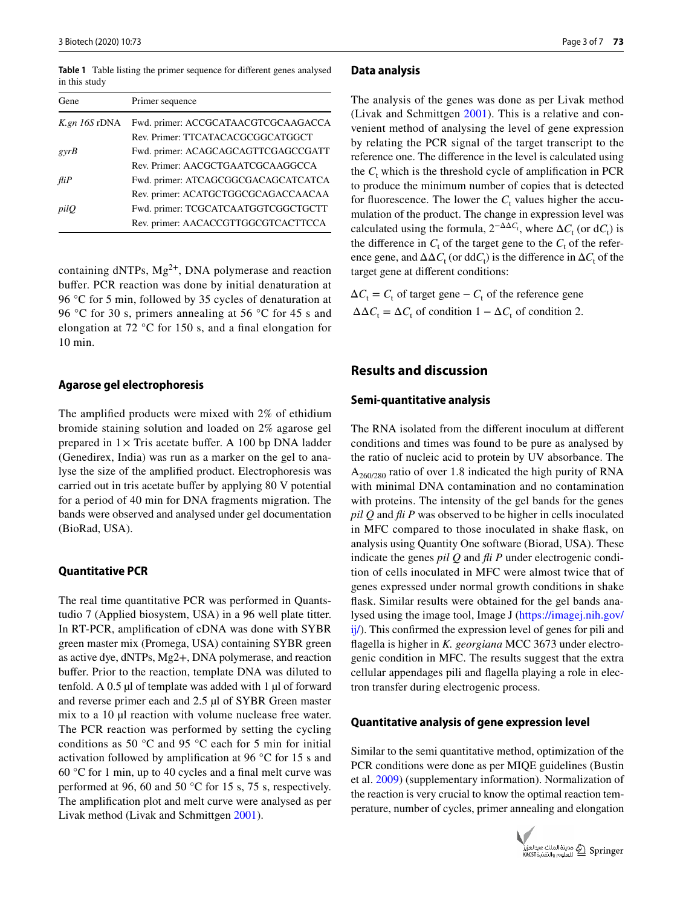**Table 1** Table listing the primer sequence for different genes analysed in this study

| Gene | Primer sequence |
|---|---|
| *K.gn 16S* rDNA | Fwd. primer: ACCGCATAACGTCGCAAGACCA |
| | Rev. Primer: TTCATACACGCGGCATGGCT |
| *gyrB* | Fwd. primer: ACAGCAGCAGTTCGAGCCGATT |
| | Rev. Primer: AACGCTGAATCGCAAGGCCA |
| *fliP* | Fwd. primer: ATCAGCGGCGACAGCATCATCA |
| | Rev. primer: ACATGCTGGCGCAGACCAACAA |
| *pilQ* | Fwd. primer: TCGCATCAATGGTCGGCTGCTT |
| | Rev. primer: AACACCGTTGGCGTCACTTCCA |

containing dNTPs, $Mg^{2+}$, DNA polymerase and reaction buffer. PCR reaction was done by initial denaturation at 96 °C for 5 min, followed by 35 cycles of denaturation at 96 °C for 30 s, primers annealing at 56 °C for 45 s and elongation at 72 °C for 150 s, and a final elongation for 10 min.

### Agarose gel electrophoresis

The amplified products were mixed with 2% of ethidium bromide staining solution and loaded on 2% agarose gel prepared in 1× Tris acetate buffer. A 100 bp DNA ladder (Genedirex, India) was run as a marker on the gel to analyse the size of the amplified product. Electrophoresis was carried out in tris acetate buffer by applying 80 V potential for a period of 40 min for DNA fragments migration. The bands were observed and analysed under gel documentation (BioRad, USA).

### Quantitative PCR

The real time quantitative PCR was performed in Quantstudio 7 (Applied biosystem, USA) in a 96 well plate titter. In RT-PCR, amplification of cDNA was done with SYBR green master mix (Promega, USA) containing SYBR green as active dye, dNTPs, Mg2+, DNA polymerase, and reaction buffer. Prior to the reaction, template DNA was diluted to tenfold. A 0.5 µl of template was added with 1 µl of forward and reverse primer each and 2.5 µl of SYBR Green master mix to a 10 µl reaction with volume nuclease free water. The PCR reaction was performed by setting the cycling conditions as 50 °C and 95 °C each for 5 min for initial activation followed by amplification at 96 °C for 15 s and 60 °C for 1 min, up to 40 cycles and a final melt curve was performed at 96, 60 and 50 °C for 15 s, 75 s, respectively. The amplification plot and melt curve were analysed as per Livak method (Livak and Schmittgen 2001).

### Data analysis

The analysis of the genes was done as per Livak method (Livak and Schmittgen 2001). This is a relative and convenient method of analysing the level of gene expression by relating the PCR signal of the target transcript to the reference one. The difference in the level is calculated using the $C_t$ which is the threshold cycle of amplification in PCR to produce the minimum number of copies that is detected for fluorescence. The lower the $C_t$ values higher the accumulation of the product. The change in expression level was calculated using the formula, $2^{-\Delta\Delta C_t}$, where $\Delta C_t$ (or $dC_t$) is the difference in $C_t$ of the target gene to the $C_t$ of the reference gene, and $\Delta\Delta C_t$ (or $ddC_t$) is the difference in $\Delta C_t$ of the target gene at different conditions:

$$\Delta C_t = C_t \text{ of target gene} - C_t \text{ of the reference gene}$$

$$\Delta\Delta C_t = \Delta C_t \text{ of condition 1} - \Delta C_t \text{ of condition 2.}$$

## Results and discussion

### Semi-quantitative analysis

The RNA isolated from the different inoculum at different conditions and times was found to be pure as analysed by the ratio of nucleic acid to protein by UV absorbance. The $A_{260/280}$ ratio of over 1.8 indicated the high purity of RNA with minimal DNA contamination and no contamination with proteins. The intensity of the gel bands for the genes *pil Q* and *fli P* was observed to be higher in cells inoculated in MFC compared to those inoculated in shake flask, on analysis using Quantity One software (Biorad, USA). These indicate the genes *pil Q* and *fli P* under electrogenic condition of cells inoculated in MFC were almost twice that of genes expressed under normal growth conditions in shake flask. Similar results were obtained for the gel bands analysed using the image tool, Image J (https://imagej.nih.gov/ij/). This confirmed the expression level of genes for pili and flagella is higher in *K. georgiana* MCC 3673 under electrogenic condition in MFC. The results suggest that the extra cellular appendages pili and flagella playing a role in electron transfer during electrogenic process.

### Quantitative analysis of gene expression level

Similar to the semi quantitative method, optimization of the PCR conditions were done as per MIQE guidelines (Bustin et al. 2009) (supplementary information). Normalization of the reaction is very crucial to know the optimal reaction temperature, number of cycles, primer annealing and elongation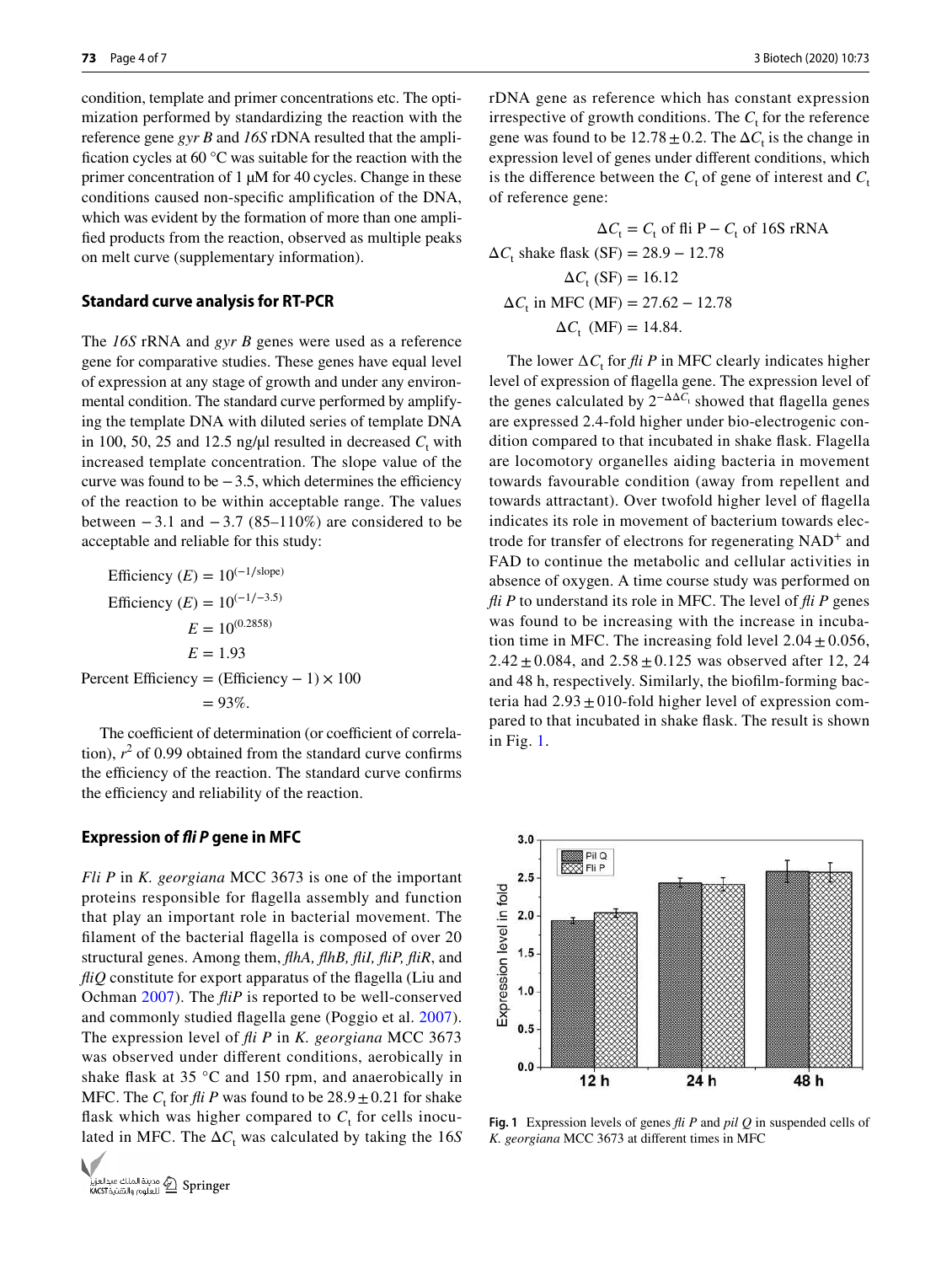condition, template and primer concentrations etc. The optimization performed by standardizing the reaction with the reference gene *gyr B* and *16S* rDNA resulted that the amplification cycles at 60 °C was suitable for the reaction with the primer concentration of 1 μM for 40 cycles. Change in these conditions caused non-specific amplification of the DNA, which was evident by the formation of more than one amplified products from the reaction, observed as multiple peaks on melt curve (supplementary information).

## Standard curve analysis for RT-PCR

The *16S* rRNA and *gyr B* genes were used as a reference gene for comparative studies. These genes have equal level of expression at any stage of growth and under any environmental condition. The standard curve performed by amplifying the template DNA with diluted series of template DNA in 100, 50, 25 and 12.5 ng/μl resulted in decreased $C_t$ with increased template concentration. The slope value of the curve was found to be −3.5, which determines the efficiency of the reaction to be within acceptable range. The values between −3.1 and −3.7 (85–110%) are considered to be acceptable and reliable for this study:

$$\text{Efficiency } (E) = 10^{(-1/\text{slope})}$$

$$\text{Efficiency } (E) = 10^{(-1/-3.5)}$$

$$E = 10^{(0.2858)}$$

$$E = 1.93$$

$$\text{Percent Efficiency} = (\text{Efficiency} - 1) \times 100 = 93\%.$$

The coefficient of determination (or coefficient of correlation), $r^2$ of 0.99 obtained from the standard curve confirms the efficiency of the reaction. The standard curve confirms the efficiency and reliability of the reaction.

## Expression of *fli P* gene in MFC

*Fli P* in *K. georgiana* MCC 3673 is one of the important proteins responsible for flagella assembly and function that play an important role in bacterial movement. The filament of the bacterial flagella is composed of over 20 structural genes. Among them, *flhA, flhB, fliI, fliP, fliR*, and *fliQ* constitute for export apparatus of the flagella (Liu and Ochman 2007). The *fliP* is reported to be well-conserved and commonly studied flagella gene (Poggio et al. 2007). The expression level of *fli P* in *K. georgiana* MCC 3673 was observed under different conditions, aerobically in shake flask at 35 °C and 150 rpm, and anaerobically in MFC. The $C_t$ for *fli P* was found to be 28.9 ± 0.21 for shake flask which was higher compared to $C_t$ for cells inoculated in MFC. The $\Delta C_t$ was calculated by taking the 16*S* rDNA gene as reference which has constant expression irrespective of growth conditions. The $C_t$ for the reference gene was found to be 12.78 ± 0.2. The $\Delta C_t$ is the change in expression level of genes under different conditions, which is the difference between the $C_t$ of gene of interest and $C_t$ of reference gene:

$$\Delta C_t = C_t \text{ of fli P} - C_t \text{ of 16S rRNA}$$

$$\Delta C_t \text{ shake flask (SF)} = 28.9 - 12.78$$

$$\Delta C_t \text{ (SF)} = 16.12$$

$$\Delta C_t \text{ in MFC (MF)} = 27.62 - 12.78$$

$$\Delta C_t \text{ (MF)} = 14.84.$$

The lower $\Delta C_t$ for *fli P* in MFC clearly indicates higher level of expression of flagella gene. The expression level of the genes calculated by $2^{-\Delta\Delta C_t}$ showed that flagella genes are expressed 2.4-fold higher under bio-electrogenic condition compared to that incubated in shake flask. Flagella are locomotory organelles aiding bacteria in movement towards favourable condition (away from repellent and towards attractant). Over twofold higher level of flagella indicates its role in movement of bacterium towards electrode for transfer of electrons for regenerating $NAD^+$ and FAD to continue the metabolic and cellular activities in absence of oxygen. A time course study was performed on *fli P* to understand its role in MFC. The level of *fli P* genes was found to be increasing with the increase in incubation time in MFC. The increasing fold level 2.04 ± 0.056, 2.42 ± 0.084, and 2.58 ± 0.125 was observed after 12, 24 and 48 h, respectively. Similarly, the biofilm-forming bacteria had 2.93 ± 010-fold higher level of expression compared to that incubated in shake flask. The result is shown in Fig. 1.

**Fig. 1** Expression levels of genes *fli P* and *pil Q* in suspended cells of *K. georgiana* MCC 3673 at different times in MFC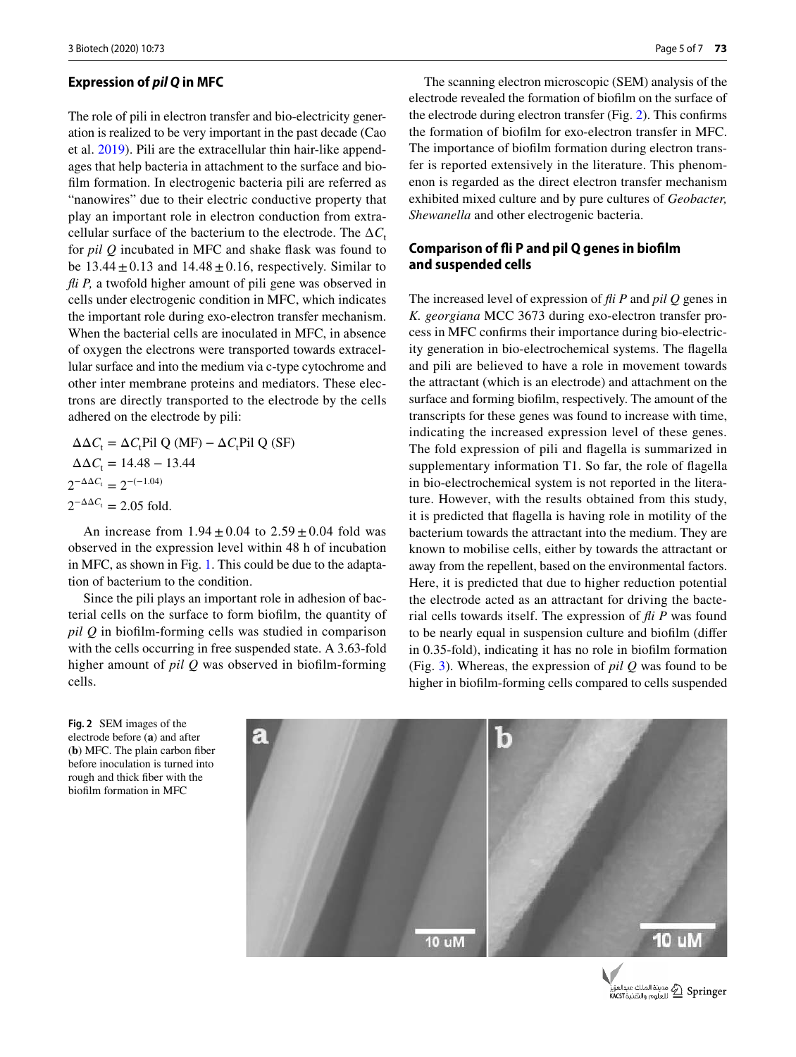## Expression of *pil Q* in MFC

The role of pili in electron transfer and bio-electricity generation is realized to be very important in the past decade (Cao et al. 2019). Pili are the extracellular thin hair-like appendages that help bacteria in attachment to the surface and biofilm formation. In electrogenic bacteria pili are referred as "nanowires" due to their electric conductive property that play an important role in electron conduction from extracellular surface of the bacterium to the electrode. The $\Delta C_t$ for *pil Q* incubated in MFC and shake flask was found to be $13.44 \pm 0.13$ and $14.48 \pm 0.16$, respectively. Similar to *fli P,* a twofold higher amount of pili gene was observed in cells under electrogenic condition in MFC, which indicates the important role during exo-electron transfer mechanism. When the bacterial cells are inoculated in MFC, in absence of oxygen the electrons were transported towards extracellular surface and into the medium via c-type cytochrome and other inter membrane proteins and mediators. These electrons are directly transported to the electrode by the cells adhered on the electrode by pili:

$$\Delta\Delta C_t = \Delta C_t \text{Pil Q (MF)} - \Delta C_t \text{Pil Q (SF)}$$

$$\Delta\Delta C_t = 14.48 - 13.44$$

$$2^{-\Delta\Delta C_t} = 2^{-(-1.04)}$$

$$2^{-\Delta\Delta C_t} = 2.05 \text{ fold.}$$

An increase from $1.94 \pm 0.04$ to $2.59 \pm 0.04$ fold was observed in the expression level within 48 h of incubation in MFC, as shown in Fig. 1. This could be due to the adaptation of bacterium to the condition.

Since the pili plays an important role in adhesion of bacterial cells on the surface to form biofilm, the quantity of *pil Q* in biofilm-forming cells was studied in comparison with the cells occurring in free suspended state. A 3.63-fold higher amount of *pil Q* was observed in biofilm-forming cells.

The scanning electron microscopic (SEM) analysis of the electrode revealed the formation of biofilm on the surface of the electrode during electron transfer (Fig. 2). This confirms the formation of biofilm for exo-electron transfer in MFC. The importance of biofilm formation during electron transfer is reported extensively in the literature. This phenomenon is regarded as the direct electron transfer mechanism exhibited mixed culture and by pure cultures of *Geobacter, Shewanella* and other electrogenic bacteria.

## Comparison of fli P and pil Q genes in biofilm and suspended cells

The increased level of expression of *fli P* and *pil Q* genes in *K. georgiana* MCC 3673 during exo-electron transfer process in MFC confirms their importance during bio-electricity generation in bio-electrochemical systems. The flagella and pili are believed to have a role in movement towards the attractant (which is an electrode) and attachment on the surface and forming biofilm, respectively. The amount of the transcripts for these genes was found to increase with time, indicating the increased expression level of these genes. The fold expression of pili and flagella is summarized in supplementary information T1. So far, the role of flagella in bio-electrochemical system is not reported in the literature. However, with the results obtained from this study, it is predicted that flagella is having role in motility of the bacterium towards the attractant into the medium. They are known to mobilise cells, either by towards the attractant or away from the repellent, based on the environmental factors. Here, it is predicted that due to higher reduction potential the electrode acted as an attractant for driving the bacterial cells towards itself. The expression of *fli P* was found to be nearly equal in suspension culture and biofilm (differ in 0.35-fold), indicating it has no role in biofilm formation (Fig. 3). Whereas, the expression of *pil Q* was found to be higher in biofilm-forming cells compared to cells suspended

**Fig. 2** SEM images of the electrode before (**a**) and after (**b**) MFC. The plain carbon fiber before inoculation is turned into rough and thick fiber with the biofilm formation in MFC

a

b

10 uM

10 uM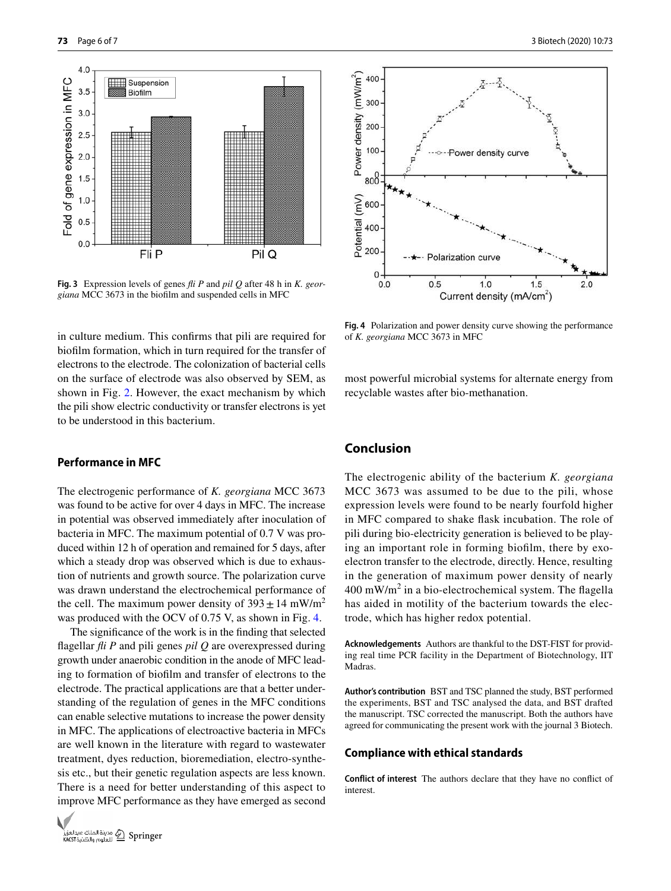Fig. 3 Expression levels of genes *fli P* and *pil Q* after 48 h in *K. georgiana* MCC 3673 in the biofilm and suspended cells in MFC

Fig. 4 Polarization and power density curve showing the performance of *K. georgiana* MCC 3673 in MFC

in culture medium. This confirms that pili are required for biofilm formation, which in turn required for the transfer of electrons to the electrode. The colonization of bacterial cells on the surface of electrode was also observed by SEM, as shown in Fig. 2. However, the exact mechanism by which the pili show electric conductivity or transfer electrons is yet to be understood in this bacterium.

### Performance in MFC

The electrogenic performance of *K. georgiana* MCC 3673 was found to be active for over 4 days in MFC. The increase in potential was observed immediately after inoculation of bacteria in MFC. The maximum potential of 0.7 V was produced within 12 h of operation and remained for 5 days, after which a steady drop was observed which is due to exhaustion of nutrients and growth source. The polarization curve was drawn understand the electrochemical performance of the cell. The maximum power density of $393 \pm 14$ mW/m$^2$ was produced with the OCV of 0.75 V, as shown in Fig. 4.

The significance of the work is in the finding that selected flagellar *fli P* and pili genes *pil Q* are overexpressed during growth under anaerobic condition in the anode of MFC leading to formation of biofilm and transfer of electrons to the electrode. The practical applications are that a better understanding of the regulation of genes in the MFC conditions can enable selective mutations to increase the power density in MFC. The applications of electroactive bacteria in MFCs are well known in the literature with regard to wastewater treatment, dyes reduction, bioremediation, electro-synthesis etc., but their genetic regulation aspects are less known. There is a need for better understanding of this aspect to improve MFC performance as they have emerged as second most powerful microbial systems for alternate energy from recyclable wastes after bio-methanation.

## Conclusion

The electrogenic ability of the bacterium *K. georgiana* MCC 3673 was assumed to be due to the pili, whose expression levels were found to be nearly fourfold higher in MFC compared to shake flask incubation. The role of pili during bio-electricity generation is believed to be playing an important role in forming biofilm, there by exo-electron transfer to the electrode, directly. Hence, resulting in the generation of maximum power density of nearly 400 mW/m$^2$ in a bio-electrochemical system. The flagella has aided in motility of the bacterium towards the electrode, which has higher redox potential.

**Acknowledgements** Authors are thankful to the DST-FIST for providing real time PCR facility in the Department of Biotechnology, IIT Madras.

**Author's contribution** BST and TSC planned the study, BST performed the experiments, BST and TSC analysed the data, and BST drafted the manuscript. TSC corrected the manuscript. Both the authors have agreed for communicating the present work with the journal 3 Biotech.

### Compliance with ethical standards

**Conflict of interest** The authors declare that they have no conflict of interest.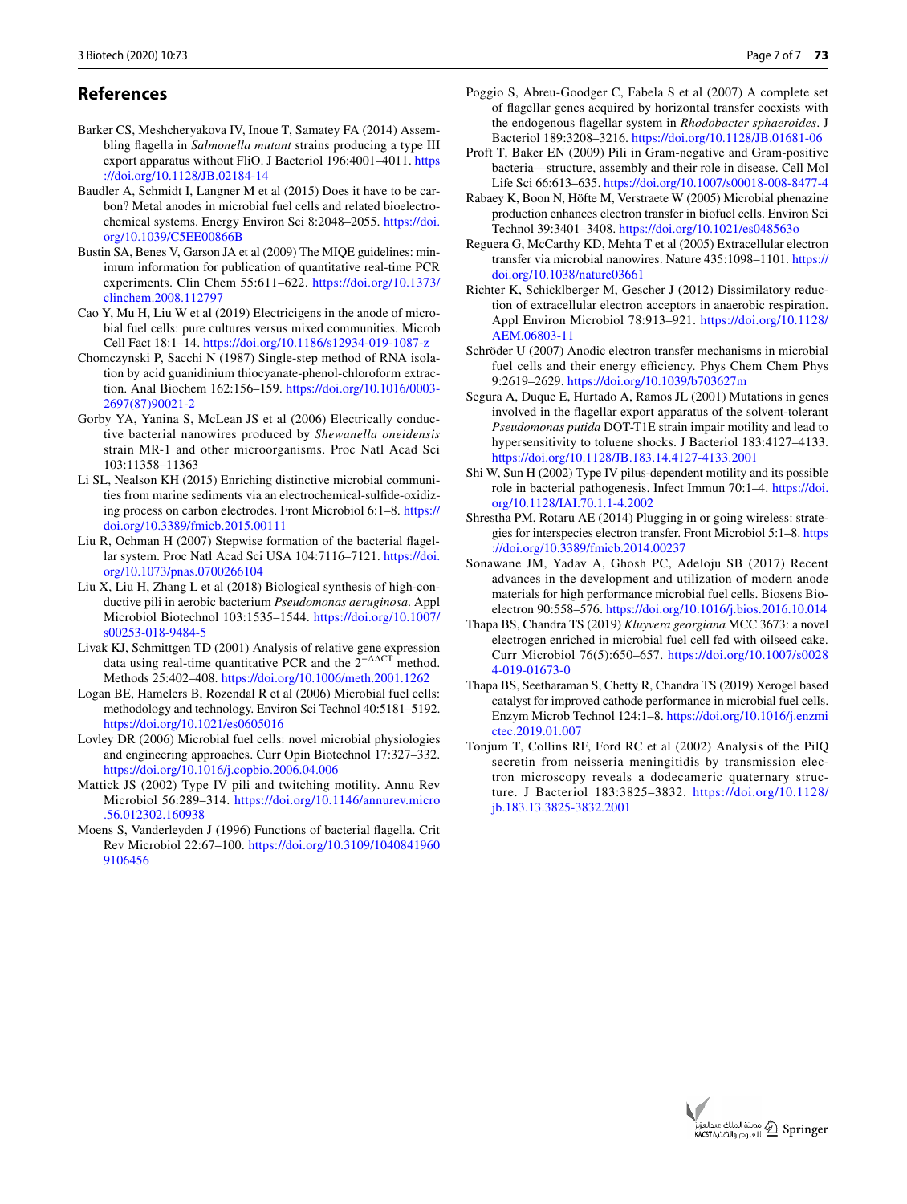## References

Barker CS, Meshcheryakova IV, Inoue T, Samatey FA (2014) Assembling flagella in *Salmonella mutant* strains producing a type III export apparatus without FliO. J Bacteriol 196:4001–4011. https://doi.org/10.1128/JB.02184-14

Baudler A, Schmidt I, Langner M et al (2015) Does it have to be carbon? Metal anodes in microbial fuel cells and related bioelectrochemical systems. Energy Environ Sci 8:2048–2055. https://doi.org/10.1039/C5EE00866B

Bustin SA, Benes V, Garson JA et al (2009) The MIQE guidelines: minimum information for publication of quantitative real-time PCR experiments. Clin Chem 55:611–622. https://doi.org/10.1373/clinchem.2008.112797

Cao Y, Mu H, Liu W et al (2019) Electricigens in the anode of microbial fuel cells: pure cultures versus mixed communities. Microb Cell Fact 18:1–14. https://doi.org/10.1186/s12934-019-1087-z

Chomczynski P, Sacchi N (1987) Single-step method of RNA isolation by acid guanidinium thiocyanate-phenol-chloroform extraction. Anal Biochem 162:156–159. https://doi.org/10.1016/0003-2697(87)90021-2

Gorby YA, Yanina S, McLean JS et al (2006) Electrically conductive bacterial nanowires produced by *Shewanella oneidensis* strain MR-1 and other microorganisms. Proc Natl Acad Sci 103:11358–11363

Li SL, Nealson KH (2015) Enriching distinctive microbial communities from marine sediments via an electrochemical-sulfide-oxidizing process on carbon electrodes. Front Microbiol 6:1–8. https://doi.org/10.3389/fmicb.2015.00111

Liu R, Ochman H (2007) Stepwise formation of the bacterial flagellar system. Proc Natl Acad Sci USA 104:7116–7121. https://doi.org/10.1073/pnas.0700266104

Liu X, Liu H, Zhang L et al (2018) Biological synthesis of high-conductive pili in aerobic bacterium *Pseudomonas aeruginosa*. Appl Microbiol Biotechnol 103:1535–1544. https://doi.org/10.1007/s00253-018-9484-5

Livak KJ, Schmittgen TD (2001) Analysis of relative gene expression data using real-time quantitative PCR and the $2^{-\Delta\Delta CT}$ method. Methods 25:402–408. https://doi.org/10.1006/meth.2001.1262

Logan BE, Hamelers B, Rozendal R et al (2006) Microbial fuel cells: methodology and technology. Environ Sci Technol 40:5181–5192. https://doi.org/10.1021/es0605016

Lovley DR (2006) Microbial fuel cells: novel microbial physiologies and engineering approaches. Curr Opin Biotechnol 17:327–332. https://doi.org/10.1016/j.copbio.2006.04.006

Mattick JS (2002) Type IV pili and twitching motility. Annu Rev Microbiol 56:289–314. https://doi.org/10.1146/annurev.micro.56.012302.160938

Moens S, Vanderleyden J (1996) Functions of bacterial flagella. Crit Rev Microbiol 22:67–100. https://doi.org/10.3109/10408419609106456

Poggio S, Abreu-Goodger C, Fabela S et al (2007) A complete set of flagellar genes acquired by horizontal transfer coexists with the endogenous flagellar system in *Rhodobacter sphaeroides*. J Bacteriol 189:3208–3216. https://doi.org/10.1128/JB.01681-06

Proft T, Baker EN (2009) Pili in Gram-negative and Gram-positive bacteria—structure, assembly and their role in disease. Cell Mol Life Sci 66:613–635. https://doi.org/10.1007/s00018-008-8477-4

Rabaey K, Boon N, Höfte M, Verstraete W (2005) Microbial phenazine production enhances electron transfer in biofuel cells. Environ Sci Technol 39:3401–3408. https://doi.org/10.1021/es048563o

Reguera G, McCarthy KD, Mehta T et al (2005) Extracellular electron transfer via microbial nanowires. Nature 435:1098–1101. https://doi.org/10.1038/nature03661

Richter K, Schicklberger M, Gescher J (2012) Dissimilatory reduction of extracellular electron acceptors in anaerobic respiration. Appl Environ Microbiol 78:913–921. https://doi.org/10.1128/AEM.06803-11

Schröder U (2007) Anodic electron transfer mechanisms in microbial fuel cells and their energy efficiency. Phys Chem Chem Phys 9:2619–2629. https://doi.org/10.1039/b703627m

Segura A, Duque E, Hurtado A, Ramos JL (2001) Mutations in genes involved in the flagellar export apparatus of the solvent-tolerant *Pseudomonas putida* DOT-T1E strain impair motility and lead to hypersensitivity to toluene shocks. J Bacteriol 183:4127–4133. https://doi.org/10.1128/JB.183.14.4127-4133.2001

Shi W, Sun H (2002) Type IV pilus-dependent motility and its possible role in bacterial pathogenesis. Infect Immun 70:1–4. https://doi.org/10.1128/IAI.70.1.1-4.2002

Shrestha PM, Rotaru AE (2014) Plugging in or going wireless: strategies for interspecies electron transfer. Front Microbiol 5:1–8. https://doi.org/10.3389/fmicb.2014.00237

Sonawane JM, Yadav A, Ghosh PC, Adeloju SB (2017) Recent advances in the development and utilization of modern anode materials for high performance microbial fuel cells. Biosens Bioelectron 90:558–576. https://doi.org/10.1016/j.bios.2016.10.014

Thapa BS, Chandra TS (2019) *Kluyvera georgiana* MCC 3673: a novel electrogen enriched in microbial fuel cell fed with oilseed cake. Curr Microbiol 76(5):650–657. https://doi.org/10.1007/s00284-019-01673-0

Thapa BS, Seetharaman S, Chetty R, Chandra TS (2019) Xerogel based catalyst for improved cathode performance in microbial fuel cells. Enzym Microb Technol 124:1–8. https://doi.org/10.1016/j.enzmictec.2019.01.007

Tonjum T, Collins RF, Ford RC et al (2002) Analysis of the PilQ secretin from neisseria meningitidis by transmission electron microscopy reveals a dodecameric quaternary structure. J Bacteriol 183:3825–3832. https://doi.org/10.1128/jb.183.13.3825-3832.2001